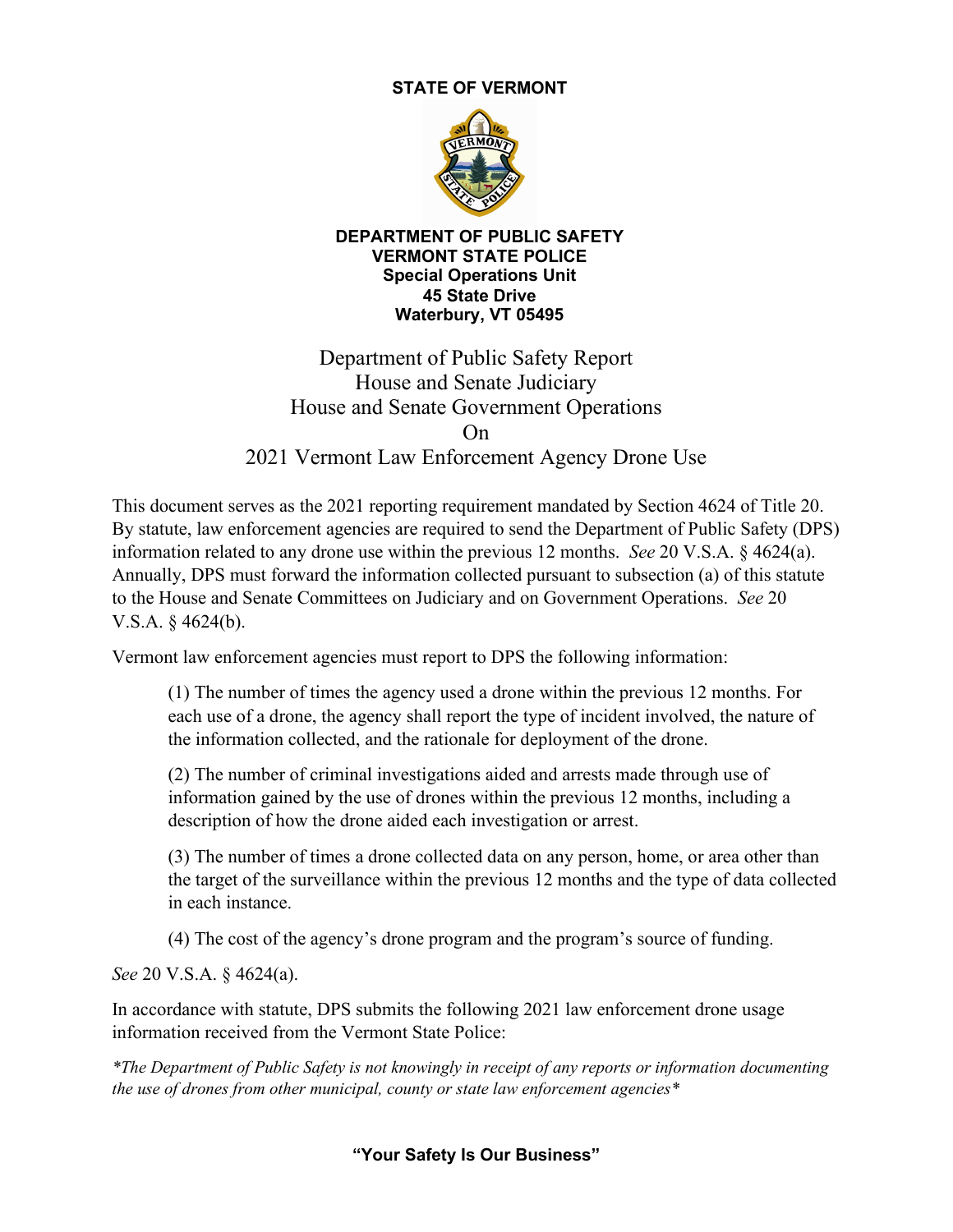**STATE OF VERMONT**

**DEPARTMENT OF PUBLIC SAFETY**
**VERMONT STATE POLICE**
**Special Operations Unit**
**45 State Drive**
**Waterbury, VT 05495**

# Department of Public Safety Report
# House and Senate Judiciary
# House and Senate Government Operations
# On
# 2021 Vermont Law Enforcement Agency Drone Use

This document serves as the 2021 reporting requirement mandated by Section 4624 of Title 20. By statute, law enforcement agencies are required to send the Department of Public Safety (DPS) information related to any drone use within the previous 12 months. *See* 20 V.S.A. § 4624(a). Annually, DPS must forward the information collected pursuant to subsection (a) of this statute to the House and Senate Committees on Judiciary and on Government Operations. *See* 20 V.S.A. § 4624(b).

Vermont law enforcement agencies must report to DPS the following information:

> (1) The number of times the agency used a drone within the previous 12 months. For each use of a drone, the agency shall report the type of incident involved, the nature of the information collected, and the rationale for deployment of the drone.
>
> (2) The number of criminal investigations aided and arrests made through use of information gained by the use of drones within the previous 12 months, including a description of how the drone aided each investigation or arrest.
>
> (3) The number of times a drone collected data on any person, home, or area other than the target of the surveillance within the previous 12 months and the type of data collected in each instance.
>
> (4) The cost of the agency's drone program and the program's source of funding.

*See* 20 V.S.A. § 4624(a).

In accordance with statute, DPS submits the following 2021 law enforcement drone usage information received from the Vermont State Police:

*\*The Department of Public Safety is not knowingly in receipt of any reports or information documenting the use of drones from other municipal, county or state law enforcement agencies\**

**"Your Safety Is Our Business"**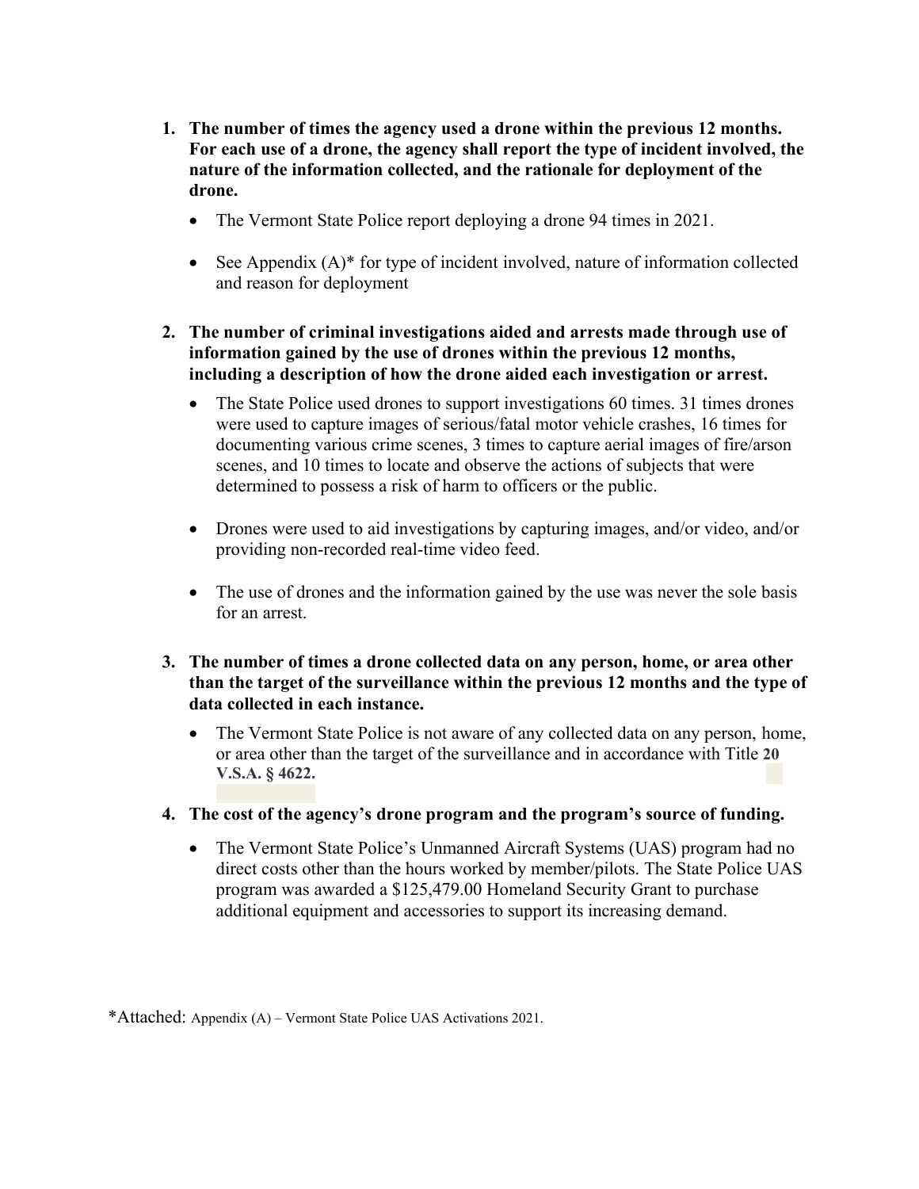1. **The number of times the agency used a drone within the previous 12 months. For each use of a drone, the agency shall report the type of incident involved, the nature of the information collected, and the rationale for deployment of the drone.**
   - The Vermont State Police report deploying a drone 94 times in 2021.
   - See Appendix (A)* for type of incident involved, nature of information collected and reason for deployment

2. **The number of criminal investigations aided and arrests made through use of information gained by the use of drones within the previous 12 months, including a description of how the drone aided each investigation or arrest.**
   - The State Police used drones to support investigations 60 times. 31 times drones were used to capture images of serious/fatal motor vehicle crashes, 16 times for documenting various crime scenes, 3 times to capture aerial images of fire/arson scenes, and 10 times to locate and observe the actions of subjects that were determined to possess a risk of harm to officers or the public.
   - Drones were used to aid investigations by capturing images, and/or video, and/or providing non-recorded real-time video feed.
   - The use of drones and the information gained by the use was never the sole basis for an arrest.

3. **The number of times a drone collected data on any person, home, or area other than the target of the surveillance within the previous 12 months and the type of data collected in each instance.**
   - The Vermont State Police is not aware of any collected data on any person, home, or area other than the target of the surveillance and in accordance with Title **20 V.S.A. § 4622.**

4. **The cost of the agency's drone program and the program's source of funding.**
   - The Vermont State Police's Unmanned Aircraft Systems (UAS) program had no direct costs other than the hours worked by member/pilots. The State Police UAS program was awarded a $125,479.00 Homeland Security Grant to purchase additional equipment and accessories to support its increasing demand.

*Attached: Appendix (A) – Vermont State Police UAS Activations 2021.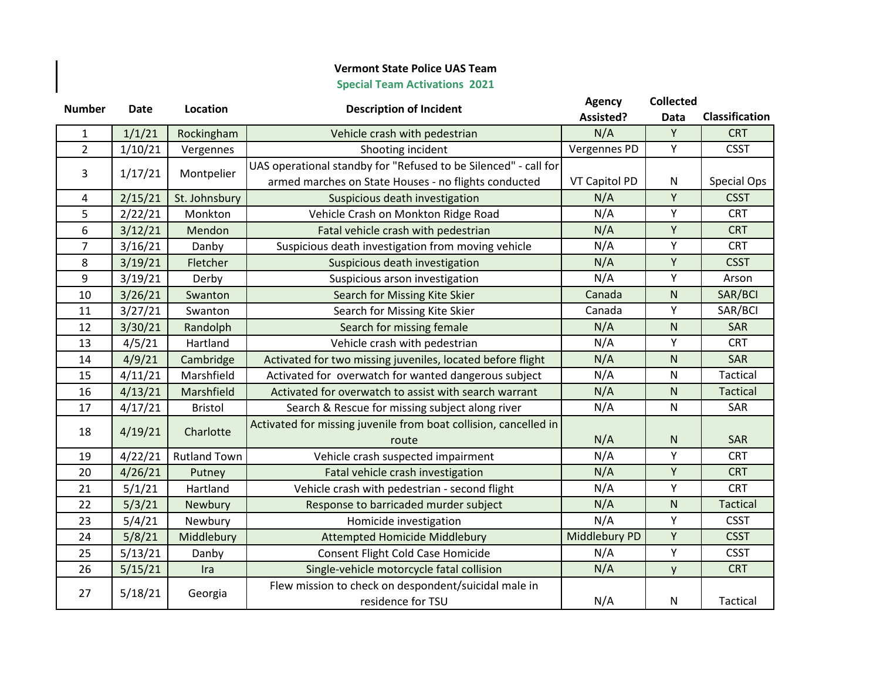**Vermont State Police UAS Team**

**Special Team Activations 2021**

| Number | Date | Location | Description of Incident | Agency Assisted? | Collected Data | Classification |
|---|---|---|---|---|---|---|
| 1 | 1/1/21 | Rockingham | Vehicle crash with pedestrian | N/A | Y | CRT |
| 2 | 1/10/21 | Vergennes | Shooting incident | Vergennes PD | Y | CSST |
| 3 | 1/17/21 | Montpelier | UAS operational standby for "Refused to be Silenced" - call for armed marches on State Houses - no flights conducted | VT Capitol PD | N | Special Ops |
| 4 | 2/15/21 | St. Johnsbury | Suspicious death investigation | N/A | Y | CSST |
| 5 | 2/22/21 | Monkton | Vehicle Crash on Monkton Ridge Road | N/A | Y | CRT |
| 6 | 3/12/21 | Mendon | Fatal vehicle crash with pedestrian | N/A | Y | CRT |
| 7 | 3/16/21 | Danby | Suspicious death investigation from moving vehicle | N/A | Y | CRT |
| 8 | 3/19/21 | Fletcher | Suspicious death investigation | N/A | Y | CSST |
| 9 | 3/19/21 | Derby | Suspicious arson investigation | N/A | Y | Arson |
| 10 | 3/26/21 | Swanton | Search for Missing Kite Skier | Canada | N | SAR/BCI |
| 11 | 3/27/21 | Swanton | Search for Missing Kite Skier | Canada | Y | SAR/BCI |
| 12 | 3/30/21 | Randolph | Search for missing female | N/A | N | SAR |
| 13 | 4/5/21 | Hartland | Vehicle crash with pedestrian | N/A | Y | CRT |
| 14 | 4/9/21 | Cambridge | Activated for two missing juveniles, located before flight | N/A | N | SAR |
| 15 | 4/11/21 | Marshfield | Activated for overwatch for wanted dangerous subject | N/A | N | Tactical |
| 16 | 4/13/21 | Marshfield | Activated for overwatch to assist with search warrant | N/A | N | Tactical |
| 17 | 4/17/21 | Bristol | Search & Rescue for missing subject along river | N/A | N | SAR |
| 18 | 4/19/21 | Charlotte | Activated for missing juvenile from boat collision, cancelled in route | N/A | N | SAR |
| 19 | 4/22/21 | Rutland Town | Vehicle crash suspected impairment | N/A | Y | CRT |
| 20 | 4/26/21 | Putney | Fatal vehicle crash investigation | N/A | Y | CRT |
| 21 | 5/1/21 | Hartland | Vehicle crash with pedestrian - second flight | N/A | Y | CRT |
| 22 | 5/3/21 | Newbury | Response to barricaded murder subject | N/A | N | Tactical |
| 23 | 5/4/21 | Newbury | Homicide investigation | N/A | Y | CSST |
| 24 | 5/8/21 | Middlebury | Attempted Homicide Middlebury | Middlebury PD | Y | CSST |
| 25 | 5/13/21 | Danby | Consent Flight Cold Case Homicide | N/A | Y | CSST |
| 26 | 5/15/21 | Ira | Single-vehicle motorcycle fatal collision | N/A | y | CRT |
| 27 | 5/18/21 | Georgia | Flew mission to check on despondent/suicidal male in residence for TSU | N/A | N | Tactical |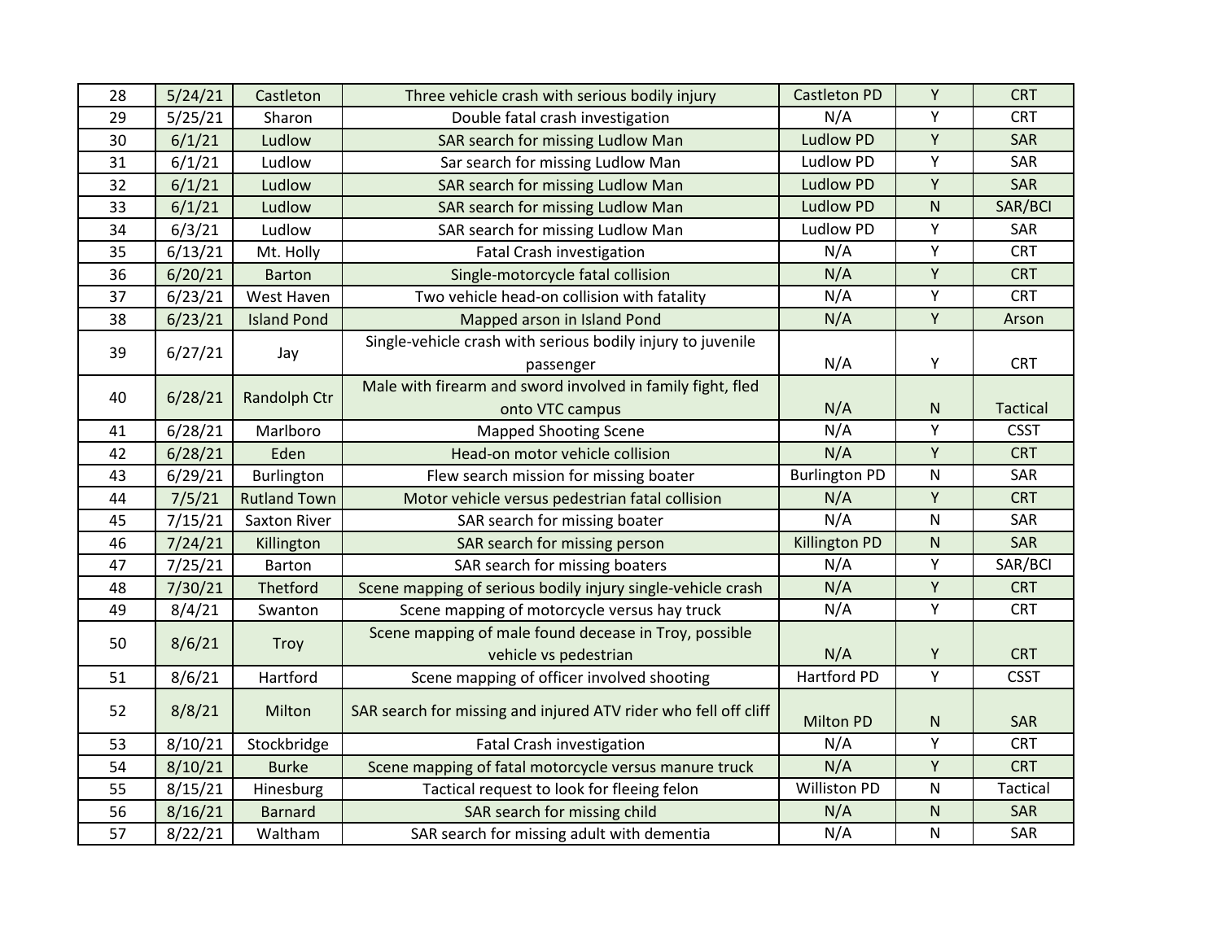| 28 | 5/24/21 | Castleton | Three vehicle crash with serious bodily injury | Castleton PD | Y | CRT |
|---|---|---|---|---|---|---|
| 29 | 5/25/21 | Sharon | Double fatal crash investigation | N/A | Y | CRT |
| 30 | 6/1/21 | Ludlow | SAR search for missing Ludlow Man | Ludlow PD | Y | SAR |
| 31 | 6/1/21 | Ludlow | Sar search for missing Ludlow Man | Ludlow PD | Y | SAR |
| 32 | 6/1/21 | Ludlow | SAR search for missing Ludlow Man | Ludlow PD | Y | SAR |
| 33 | 6/1/21 | Ludlow | SAR search for missing Ludlow Man | Ludlow PD | N | SAR/BCI |
| 34 | 6/3/21 | Ludlow | SAR search for missing Ludlow Man | Ludlow PD | Y | SAR |
| 35 | 6/13/21 | Mt. Holly | Fatal Crash investigation | N/A | Y | CRT |
| 36 | 6/20/21 | Barton | Single-motorcycle fatal collision | N/A | Y | CRT |
| 37 | 6/23/21 | West Haven | Two vehicle head-on collision with fatality | N/A | Y | CRT |
| 38 | 6/23/21 | Island Pond | Mapped arson in Island Pond | N/A | Y | Arson |
| 39 | 6/27/21 | Jay | Single-vehicle crash with serious bodily injury to juvenile passenger | N/A | Y | CRT |
| 40 | 6/28/21 | Randolph Ctr | Male with firearm and sword involved in family fight, fled onto VTC campus | N/A | N | Tactical |
| 41 | 6/28/21 | Marlboro | Mapped Shooting Scene | N/A | Y | CSST |
| 42 | 6/28/21 | Eden | Head-on motor vehicle collision | N/A | Y | CRT |
| 43 | 6/29/21 | Burlington | Flew search mission for missing boater | Burlington PD | N | SAR |
| 44 | 7/5/21 | Rutland Town | Motor vehicle versus pedestrian fatal collision | N/A | Y | CRT |
| 45 | 7/15/21 | Saxton River | SAR search for missing boater | N/A | N | SAR |
| 46 | 7/24/21 | Killington | SAR search for missing person | Killington PD | N | SAR |
| 47 | 7/25/21 | Barton | SAR search for missing boaters | N/A | Y | SAR/BCI |
| 48 | 7/30/21 | Thetford | Scene mapping of serious bodily injury single-vehicle crash | N/A | Y | CRT |
| 49 | 8/4/21 | Swanton | Scene mapping of motorcycle versus hay truck | N/A | Y | CRT |
| 50 | 8/6/21 | Troy | Scene mapping of male found decease in Troy, possible vehicle vs pedestrian | N/A | Y | CRT |
| 51 | 8/6/21 | Hartford | Scene mapping of officer involved shooting | Hartford PD | Y | CSST |
| 52 | 8/8/21 | Milton | SAR search for missing and injured ATV rider who fell off cliff | Milton PD | N | SAR |
| 53 | 8/10/21 | Stockbridge | Fatal Crash investigation | N/A | Y | CRT |
| 54 | 8/10/21 | Burke | Scene mapping of fatal motorcycle versus manure truck | N/A | Y | CRT |
| 55 | 8/15/21 | Hinesburg | Tactical request to look for fleeing felon | Williston PD | N | Tactical |
| 56 | 8/16/21 | Barnard | SAR search for missing child | N/A | N | SAR |
| 57 | 8/22/21 | Waltham | SAR search for missing adult with dementia | N/A | N | SAR |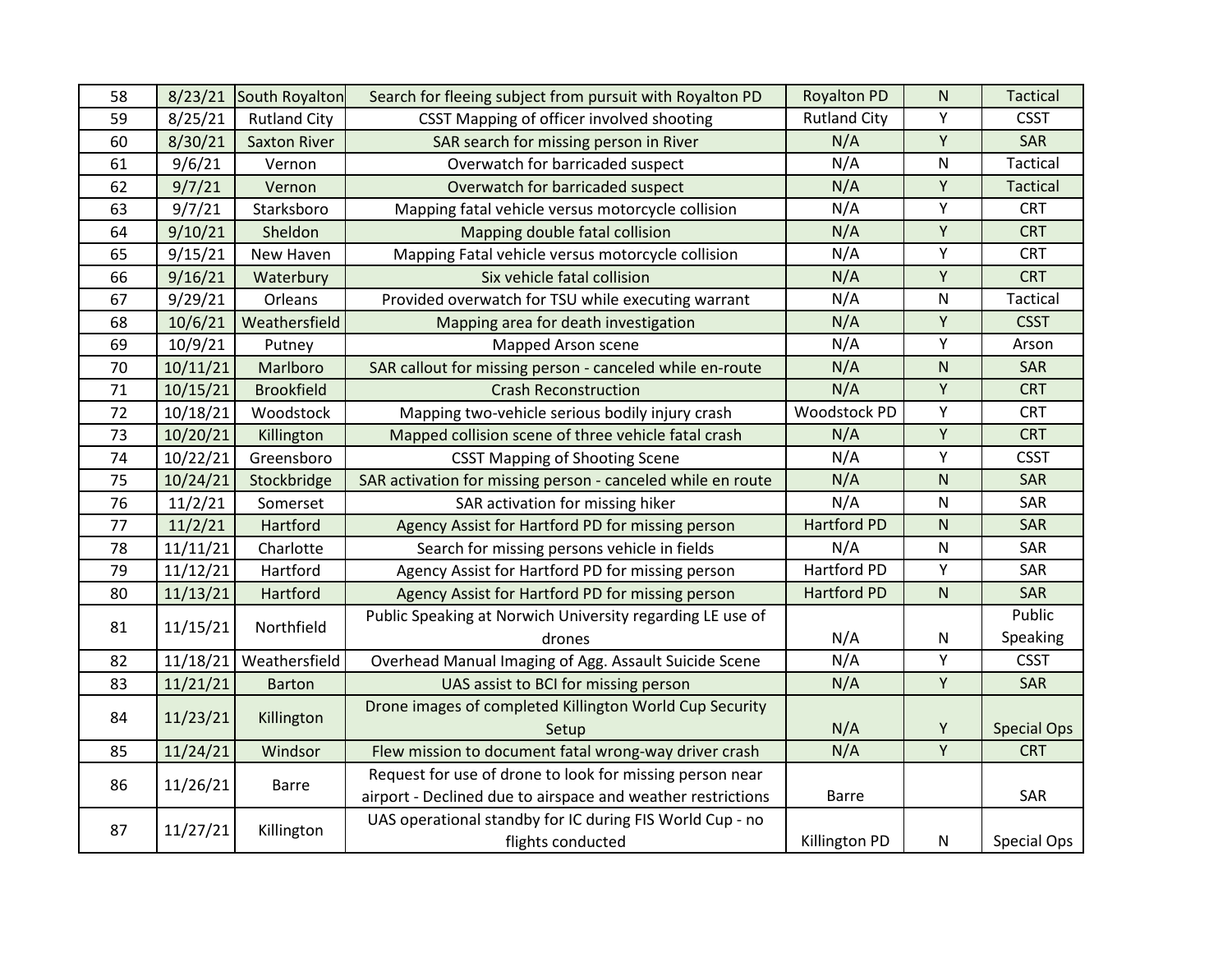| 58 | 8/23/21 | South Royalton | Search for fleeing subject from pursuit with Royalton PD | Royalton PD | N | Tactical |
|---|---|---|---|---|---|---|
| 59 | 8/25/21 | Rutland City | CSST Mapping of officer involved shooting | Rutland City | Y | CSST |
| 60 | 8/30/21 | Saxton River | SAR search for missing person in River | N/A | Y | SAR |
| 61 | 9/6/21 | Vernon | Overwatch for barricaded suspect | N/A | N | Tactical |
| 62 | 9/7/21 | Vernon | Overwatch for barricaded suspect | N/A | Y | Tactical |
| 63 | 9/7/21 | Starksboro | Mapping fatal vehicle versus motorcycle collision | N/A | Y | CRT |
| 64 | 9/10/21 | Sheldon | Mapping double fatal collision | N/A | Y | CRT |
| 65 | 9/15/21 | New Haven | Mapping Fatal vehicle versus motorcycle collision | N/A | Y | CRT |
| 66 | 9/16/21 | Waterbury | Six vehicle fatal collision | N/A | Y | CRT |
| 67 | 9/29/21 | Orleans | Provided overwatch for TSU while executing warrant | N/A | N | Tactical |
| 68 | 10/6/21 | Weathersfield | Mapping area for death investigation | N/A | Y | CSST |
| 69 | 10/9/21 | Putney | Mapped Arson scene | N/A | Y | Arson |
| 70 | 10/11/21 | Marlboro | SAR callout for missing person - canceled while en-route | N/A | N | SAR |
| 71 | 10/15/21 | Brookfield | Crash Reconstruction | N/A | Y | CRT |
| 72 | 10/18/21 | Woodstock | Mapping two-vehicle serious bodily injury crash | Woodstock PD | Y | CRT |
| 73 | 10/20/21 | Killington | Mapped collision scene of three vehicle fatal crash | N/A | Y | CRT |
| 74 | 10/22/21 | Greensboro | CSST Mapping of Shooting Scene | N/A | Y | CSST |
| 75 | 10/24/21 | Stockbridge | SAR activation for missing person - canceled while en route | N/A | N | SAR |
| 76 | 11/2/21 | Somerset | SAR activation for missing hiker | N/A | N | SAR |
| 77 | 11/2/21 | Hartford | Agency Assist for Hartford PD for missing person | Hartford PD | N | SAR |
| 78 | 11/11/21 | Charlotte | Search for missing persons vehicle in fields | N/A | N | SAR |
| 79 | 11/12/21 | Hartford | Agency Assist for Hartford PD for missing person | Hartford PD | Y | SAR |
| 80 | 11/13/21 | Hartford | Agency Assist for Hartford PD for missing person | Hartford PD | N | SAR |
| 81 | 11/15/21 | Northfield | Public Speaking at Norwich University regarding LE use of drones | N/A | N | Public Speaking |
| 82 | 11/18/21 | Weathersfield | Overhead Manual Imaging of Agg. Assault Suicide Scene | N/A | Y | CSST |
| 83 | 11/21/21 | Barton | UAS assist to BCI for missing person | N/A | Y | SAR |
| 84 | 11/23/21 | Killington | Drone images of completed Killington World Cup Security Setup | N/A | Y | Special Ops |
| 85 | 11/24/21 | Windsor | Flew mission to document fatal wrong-way driver crash | N/A | Y | CRT |
| 86 | 11/26/21 | Barre | Request for use of drone to look for missing person near airport - Declined due to airspace and weather restrictions | Barre | | SAR |
| 87 | 11/27/21 | Killington | UAS operational standby for IC during FIS World Cup - no flights conducted | Killington PD | N | Special Ops |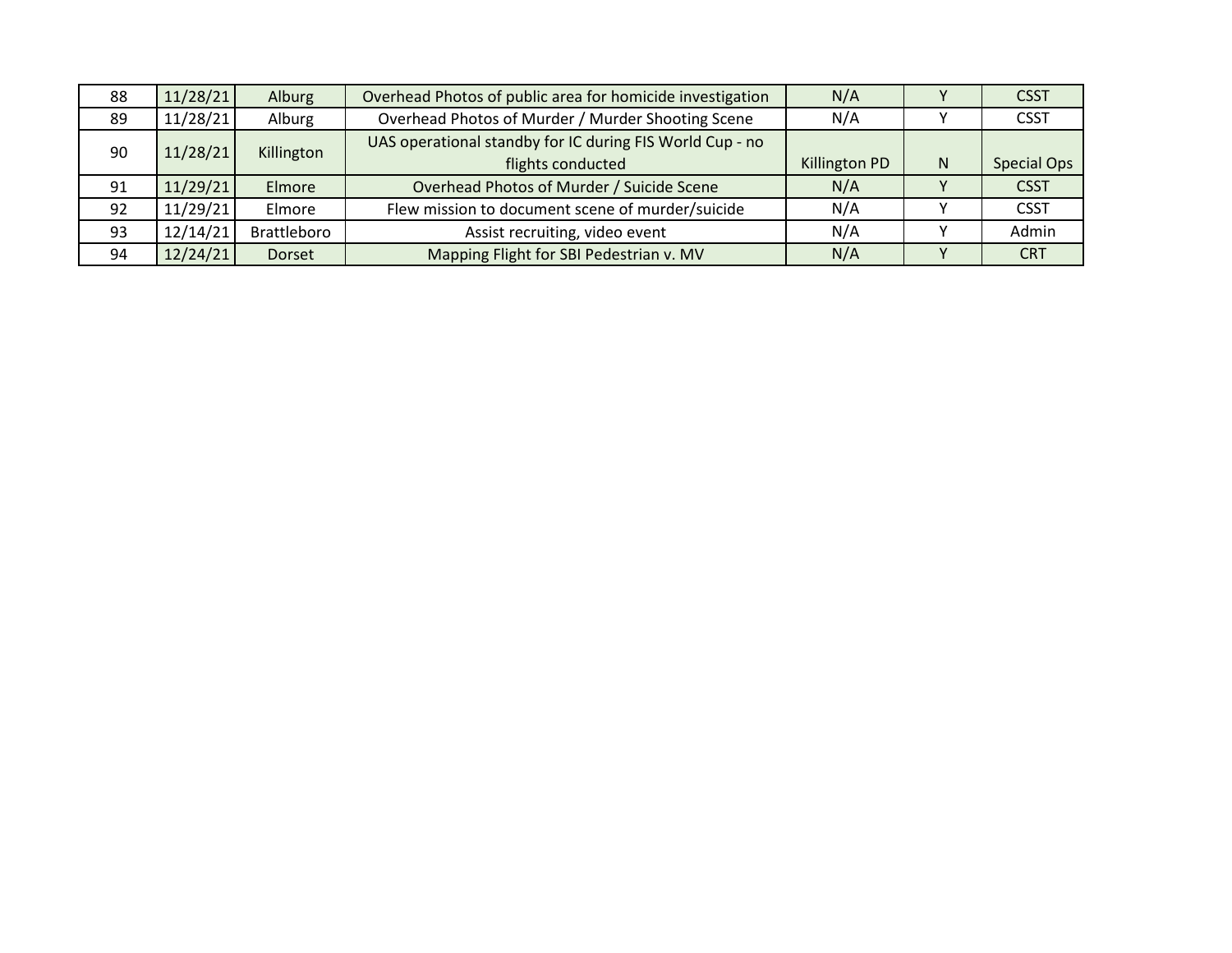| | | | | | | |
|---|---|---|---|---|---|---|
| 88 | 11/28/21 | Alburg | Overhead Photos of public area for homicide investigation | N/A | Y | CSST |
| 89 | 11/28/21 | Alburg | Overhead Photos of Murder / Murder Shooting Scene | N/A | Y | CSST |
| 90 | 11/28/21 | Killington | UAS operational standby for IC during FIS World Cup - no flights conducted | Killington PD | N | Special Ops |
| 91 | 11/29/21 | Elmore | Overhead Photos of Murder / Suicide Scene | N/A | Y | CSST |
| 92 | 11/29/21 | Elmore | Flew mission to document scene of murder/suicide | N/A | Y | CSST |
| 93 | 12/14/21 | Brattleboro | Assist recruiting, video event | N/A | Y | Admin |
| 94 | 12/24/21 | Dorset | Mapping Flight for SBI Pedestrian v. MV | N/A | Y | CRT |